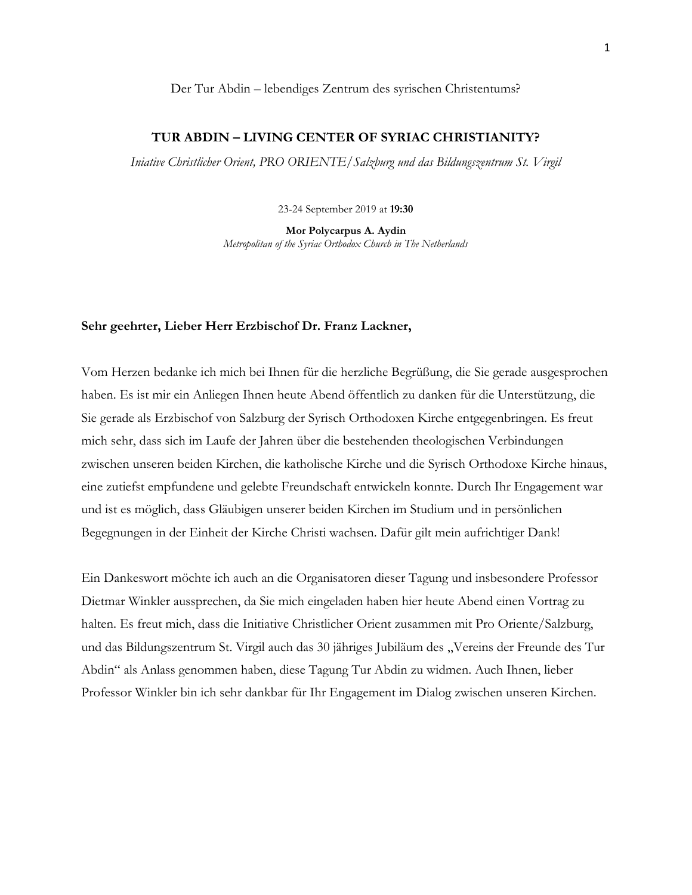Der Tur Abdin – lebendiges Zentrum des syrischen Christentums?

# TUR ABDIN – LIVING CENTER OF SYRIAC CHRISTIANITY?

*Iniative Christlicher Orient, PRO ORIENTE/Salzburg und das Bildungszentrum St. Virgil*

23-24 September 2019 at **19:30**

**Mor Polycarpus A. Aydin**
*Metropolitan of the Syriac Orthodox Church in The Netherlands*

**Sehr geehrter, Lieber Herr Erzbischof Dr. Franz Lackner,**

Vom Herzen bedanke ich mich bei Ihnen für die herzliche Begrüßung, die Sie gerade ausgesprochen haben. Es ist mir ein Anliegen Ihnen heute Abend öffentlich zu danken für die Unterstützung, die Sie gerade als Erzbischof von Salzburg der Syrisch Orthodoxen Kirche entgegenbringen. Es freut mich sehr, dass sich im Laufe der Jahren über die bestehenden theologischen Verbindungen zwischen unseren beiden Kirchen, die katholische Kirche und die Syrisch Orthodoxe Kirche hinaus, eine zutiefst empfundene und gelebte Freundschaft entwickeln konnte. Durch Ihr Engagement war und ist es möglich, dass Gläubigen unserer beiden Kirchen im Studium und in persönlichen Begegnungen in der Einheit der Kirche Christi wachsen. Dafür gilt mein aufrichtiger Dank!

Ein Dankeswort möchte ich auch an die Organisatoren dieser Tagung und insbesondere Professor Dietmar Winkler aussprechen, da Sie mich eingeladen haben hier heute Abend einen Vortrag zu halten. Es freut mich, dass die Initiative Christlicher Orient zusammen mit Pro Oriente/Salzburg, und das Bildungszentrum St. Virgil auch das 30 jähriges Jubiläum des „Vereins der Freunde des Tur Abdin" als Anlass genommen haben, diese Tagung Tur Abdin zu widmen. Auch Ihnen, lieber Professor Winkler bin ich sehr dankbar für Ihr Engagement im Dialog zwischen unseren Kirchen.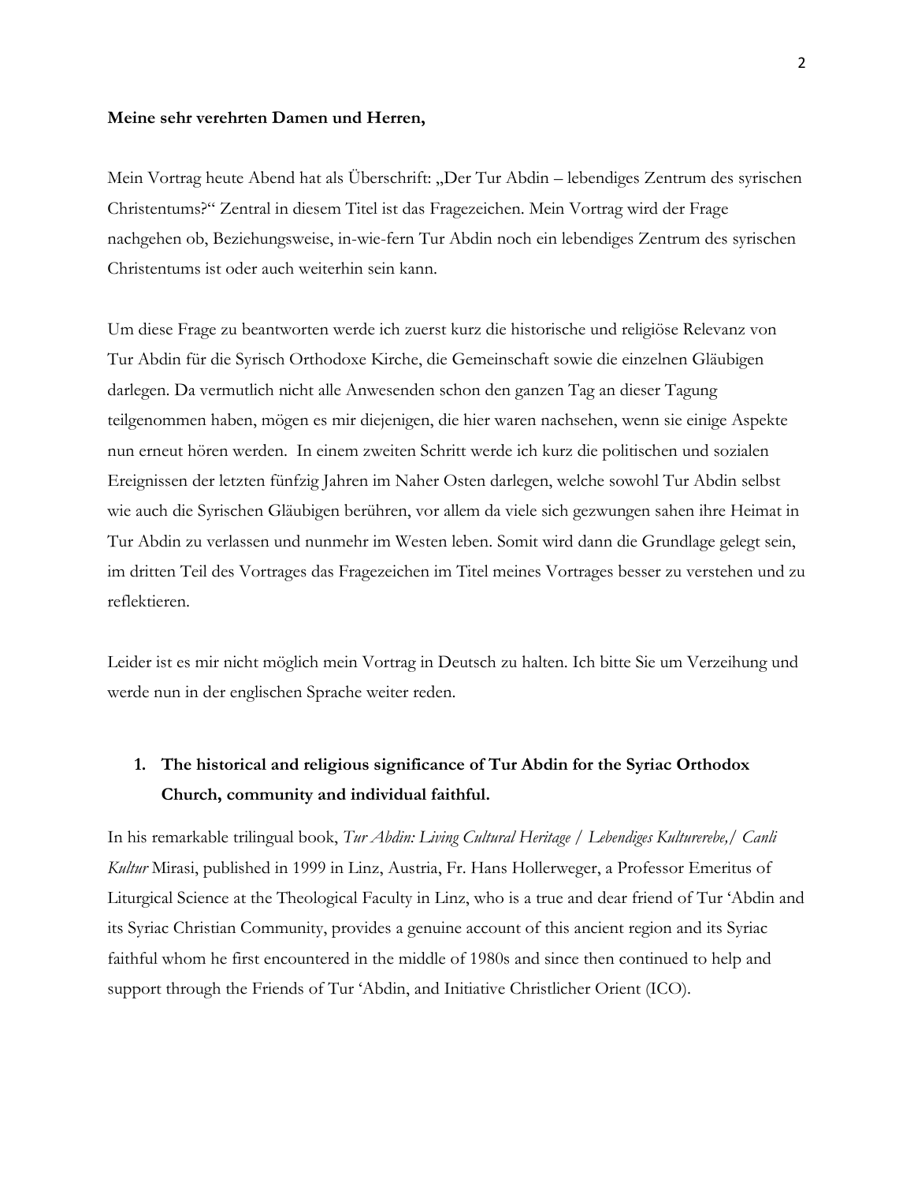**Meine sehr verehrten Damen und Herren,**

Mein Vortrag heute Abend hat als Überschrift: „Der Tur Abdin – lebendiges Zentrum des syrischen Christentums?" Zentral in diesem Titel ist das Fragezeichen. Mein Vortrag wird der Frage nachgehen ob, Beziehungsweise, in-wie-fern Tur Abdin noch ein lebendiges Zentrum des syrischen Christentums ist oder auch weiterhin sein kann.

Um diese Frage zu beantworten werde ich zuerst kurz die historische und religiöse Relevanz von Tur Abdin für die Syrisch Orthodoxe Kirche, die Gemeinschaft sowie die einzelnen Gläubigen darlegen. Da vermutlich nicht alle Anwesenden schon den ganzen Tag an dieser Tagung teilgenommen haben, mögen es mir diejenigen, die hier waren nachsehen, wenn sie einige Aspekte nun erneut hören werden. In einem zweiten Schritt werde ich kurz die politischen und sozialen Ereignissen der letzten fünfzig Jahren im Naher Osten darlegen, welche sowohl Tur Abdin selbst wie auch die Syrischen Gläubigen berühren, vor allem da viele sich gezwungen sahen ihre Heimat in Tur Abdin zu verlassen und nunmehr im Westen leben. Somit wird dann die Grundlage gelegt sein, im dritten Teil des Vortrages das Fragezeichen im Titel meines Vortrages besser zu verstehen und zu reflektieren.

Leider ist es mir nicht möglich mein Vortrag in Deutsch zu halten. Ich bitte Sie um Verzeihung und werde nun in der englischen Sprache weiter reden.

1. **The historical and religious significance of Tur Abdin for the Syriac Orthodox Church, community and individual faithful.**

In his remarkable trilingual book, *Tur Abdin: Living Cultural Heritage / Lebendiges Kulturerebe,/ Canli Kultur* Mirasi, published in 1999 in Linz, Austria, Fr. Hans Hollerweger, a Professor Emeritus of Liturgical Science at the Theological Faculty in Linz, who is a true and dear friend of Tur 'Abdin and its Syriac Christian Community, provides a genuine account of this ancient region and its Syriac faithful whom he first encountered in the middle of 1980s and since then continued to help and support through the Friends of Tur 'Abdin, and Initiative Christlicher Orient (ICO).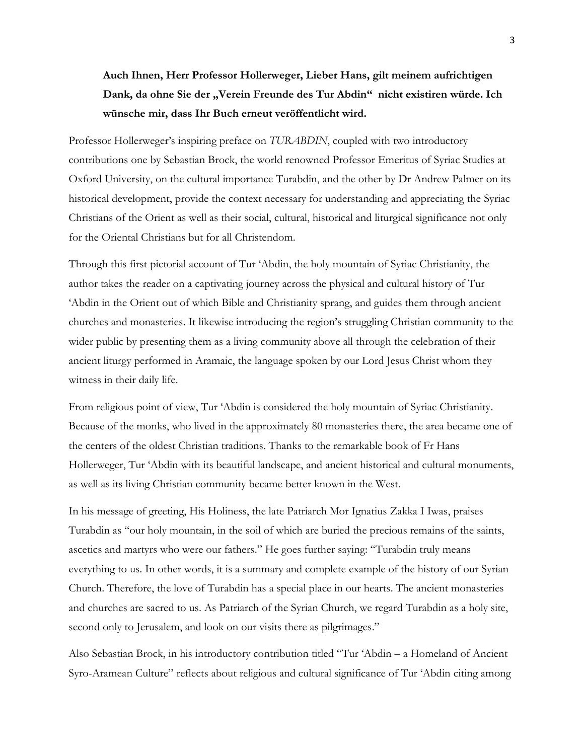**Auch Ihnen, Herr Professor Hollerweger, Lieber Hans, gilt meinem aufrichtigen Dank, da ohne Sie der „Verein Freunde des Tur Abdin“ nicht existiren würde. Ich wünsche mir, dass Ihr Buch erneut veröffentlicht wird.**

Professor Hollerweger's inspiring preface on *TURABDIN*, coupled with two introductory contributions one by Sebastian Brock, the world renowned Professor Emeritus of Syriac Studies at Oxford University, on the cultural importance Turabdin, and the other by Dr Andrew Palmer on its historical development, provide the context necessary for understanding and appreciating the Syriac Christians of the Orient as well as their social, cultural, historical and liturgical significance not only for the Oriental Christians but for all Christendom.

Through this first pictorial account of Tur 'Abdin, the holy mountain of Syriac Christianity, the author takes the reader on a captivating journey across the physical and cultural history of Tur 'Abdin in the Orient out of which Bible and Christianity sprang, and guides them through ancient churches and monasteries. It likewise introducing the region's struggling Christian community to the wider public by presenting them as a living community above all through the celebration of their ancient liturgy performed in Aramaic, the language spoken by our Lord Jesus Christ whom they witness in their daily life.

From religious point of view, Tur 'Abdin is considered the holy mountain of Syriac Christianity. Because of the monks, who lived in the approximately 80 monasteries there, the area became one of the centers of the oldest Christian traditions. Thanks to the remarkable book of Fr Hans Hollerweger, Tur 'Abdin with its beautiful landscape, and ancient historical and cultural monuments, as well as its living Christian community became better known in the West.

In his message of greeting, His Holiness, the late Patriarch Mor Ignatius Zakka I Iwas, praises Turabdin as "our holy mountain, in the soil of which are buried the precious remains of the saints, ascetics and martyrs who were our fathers." He goes further saying: "Turabdin truly means everything to us. In other words, it is a summary and complete example of the history of our Syrian Church. Therefore, the love of Turabdin has a special place in our hearts. The ancient monasteries and churches are sacred to us. As Patriarch of the Syrian Church, we regard Turabdin as a holy site, second only to Jerusalem, and look on our visits there as pilgrimages."

Also Sebastian Brock, in his introductory contribution titled "Tur 'Abdin – a Homeland of Ancient Syro-Aramean Culture" reflects about religious and cultural significance of Tur 'Abdin citing among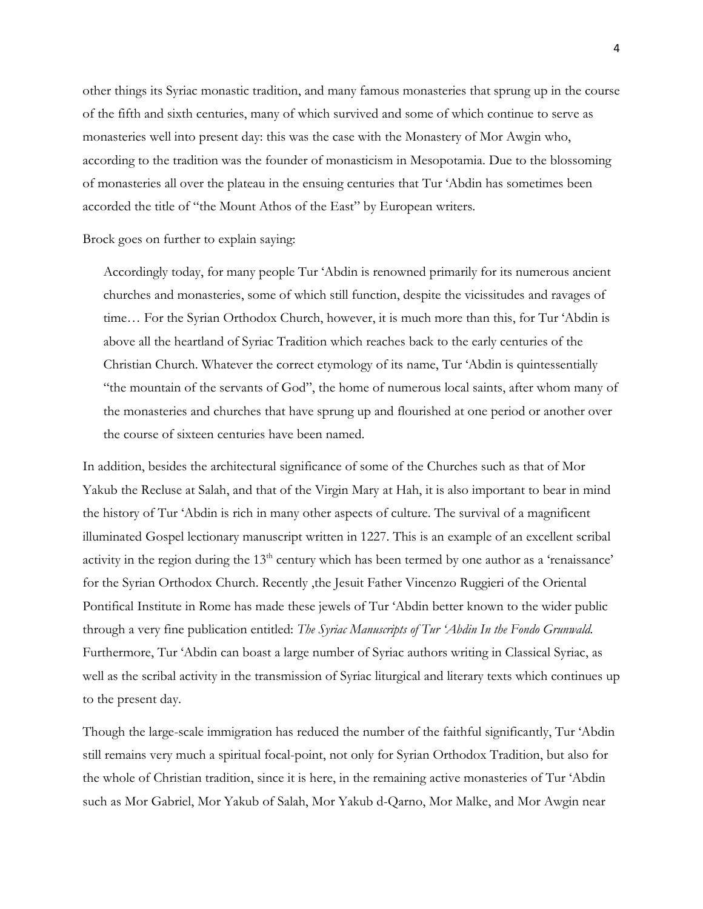other things its Syriac monastic tradition, and many famous monasteries that sprung up in the course of the fifth and sixth centuries, many of which survived and some of which continue to serve as monasteries well into present day: this was the case with the Monastery of Mor Awgin who, according to the tradition was the founder of monasticism in Mesopotamia. Due to the blossoming of monasteries all over the plateau in the ensuing centuries that Tur 'Abdin has sometimes been accorded the title of "the Mount Athos of the East" by European writers.

Brock goes on further to explain saying:

> Accordingly today, for many people Tur 'Abdin is renowned primarily for its numerous ancient churches and monasteries, some of which still function, despite the vicissitudes and ravages of time… For the Syrian Orthodox Church, however, it is much more than this, for Tur 'Abdin is above all the heartland of Syriac Tradition which reaches back to the early centuries of the Christian Church. Whatever the correct etymology of its name, Tur 'Abdin is quintessentially "the mountain of the servants of God", the home of numerous local saints, after whom many of the monasteries and churches that have sprung up and flourished at one period or another over the course of sixteen centuries have been named.

In addition, besides the architectural significance of some of the Churches such as that of Mor Yakub the Recluse at Salah, and that of the Virgin Mary at Hah, it is also important to bear in mind the history of Tur 'Abdin is rich in many other aspects of culture. The survival of a magnificent illuminated Gospel lectionary manuscript written in 1227. This is an example of an excellent scribal activity in the region during the 13th century which has been termed by one author as a 'renaissance' for the Syrian Orthodox Church. Recently ,the Jesuit Father Vincenzo Ruggieri of the Oriental Pontifical Institute in Rome has made these jewels of Tur 'Abdin better known to the wider public through a very fine publication entitled: *The Syriac Manuscripts of Tur 'Abdin In the Fondo Grunwald.* Furthermore, Tur 'Abdin can boast a large number of Syriac authors writing in Classical Syriac, as well as the scribal activity in the transmission of Syriac liturgical and literary texts which continues up to the present day.

Though the large-scale immigration has reduced the number of the faithful significantly, Tur 'Abdin still remains very much a spiritual focal-point, not only for Syrian Orthodox Tradition, but also for the whole of Christian tradition, since it is here, in the remaining active monasteries of Tur 'Abdin such as Mor Gabriel, Mor Yakub of Salah, Mor Yakub d-Qarno, Mor Malke, and Mor Awgin near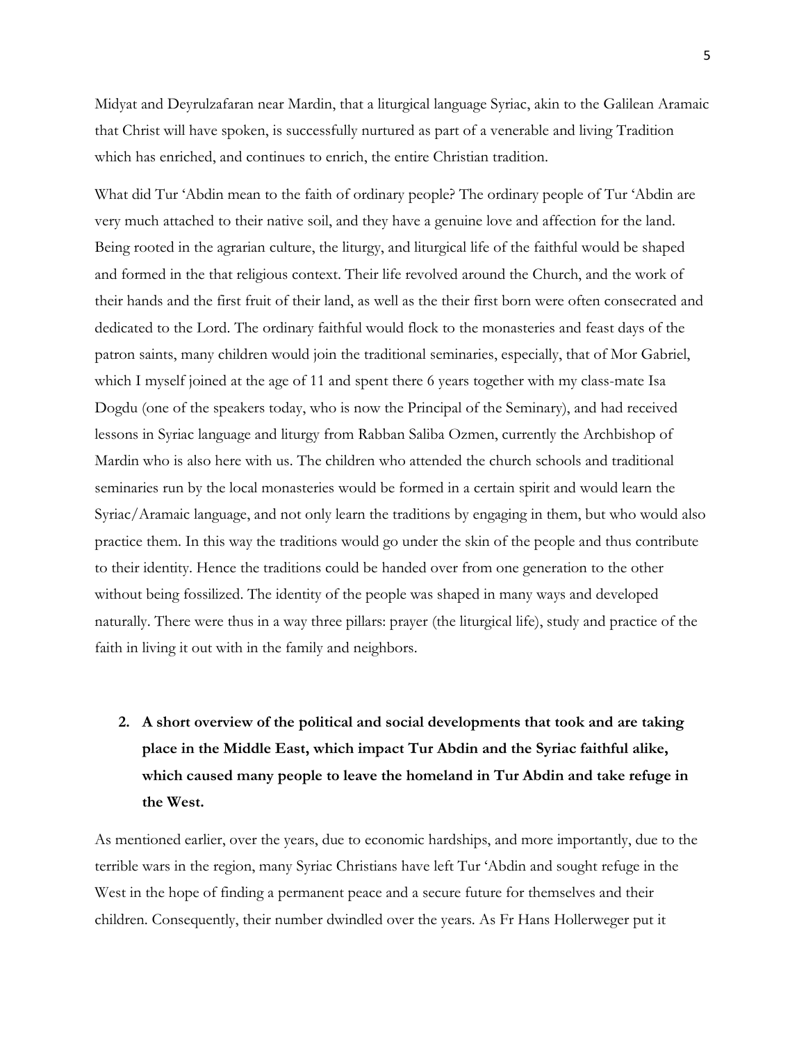Midyat and Deyrulzafaran near Mardin, that a liturgical language Syriac, akin to the Galilean Aramaic that Christ will have spoken, is successfully nurtured as part of a venerable and living Tradition which has enriched, and continues to enrich, the entire Christian tradition.

What did Tur 'Abdin mean to the faith of ordinary people? The ordinary people of Tur 'Abdin are very much attached to their native soil, and they have a genuine love and affection for the land. Being rooted in the agrarian culture, the liturgy, and liturgical life of the faithful would be shaped and formed in the that religious context. Their life revolved around the Church, and the work of their hands and the first fruit of their land, as well as the their first born were often consecrated and dedicated to the Lord. The ordinary faithful would flock to the monasteries and feast days of the patron saints, many children would join the traditional seminaries, especially, that of Mor Gabriel, which I myself joined at the age of 11 and spent there 6 years together with my class-mate Isa Dogdu (one of the speakers today, who is now the Principal of the Seminary), and had received lessons in Syriac language and liturgy from Rabban Saliba Ozmen, currently the Archbishop of Mardin who is also here with us. The children who attended the church schools and traditional seminaries run by the local monasteries would be formed in a certain spirit and would learn the Syriac/Aramaic language, and not only learn the traditions by engaging in them, but who would also practice them. In this way the traditions would go under the skin of the people and thus contribute to their identity. Hence the traditions could be handed over from one generation to the other without being fossilized. The identity of the people was shaped in many ways and developed naturally. There were thus in a way three pillars: prayer (the liturgical life), study and practice of the faith in living it out with in the family and neighbors.

## 2. A short overview of the political and social developments that took and are taking place in the Middle East, which impact Tur Abdin and the Syriac faithful alike, which caused many people to leave the homeland in Tur Abdin and take refuge in the West.

As mentioned earlier, over the years, due to economic hardships, and more importantly, due to the terrible wars in the region, many Syriac Christians have left Tur 'Abdin and sought refuge in the West in the hope of finding a permanent peace and a secure future for themselves and their children. Consequently, their number dwindled over the years. As Fr Hans Hollerweger put it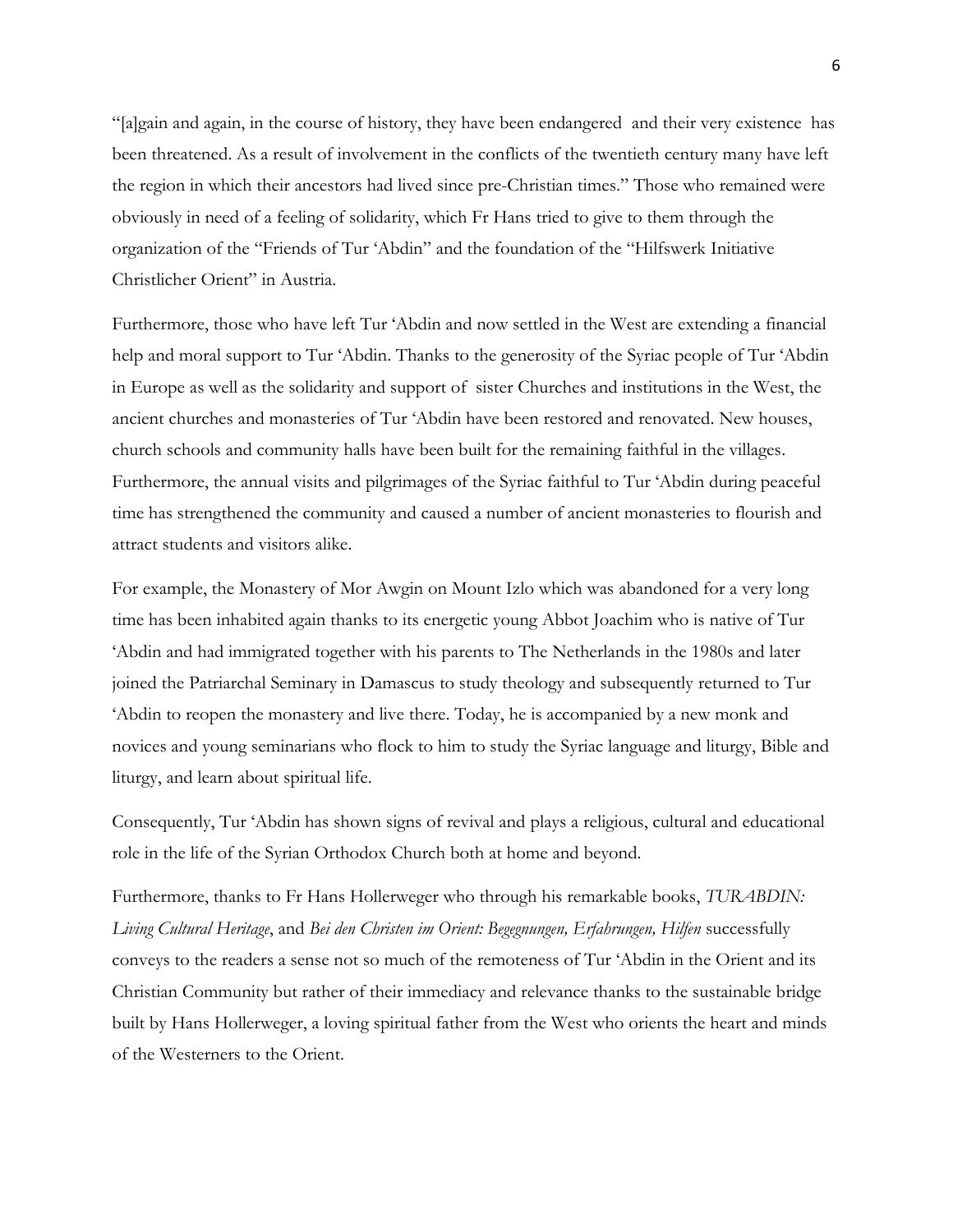"[a]gain and again, in the course of history, they have been endangered and their very existence has been threatened. As a result of involvement in the conflicts of the twentieth century many have left the region in which their ancestors had lived since pre-Christian times." Those who remained were obviously in need of a feeling of solidarity, which Fr Hans tried to give to them through the organization of the "Friends of Tur 'Abdin" and the foundation of the "Hilfswerk Initiative Christlicher Orient" in Austria.

Furthermore, those who have left Tur 'Abdin and now settled in the West are extending a financial help and moral support to Tur 'Abdin. Thanks to the generosity of the Syriac people of Tur 'Abdin in Europe as well as the solidarity and support of sister Churches and institutions in the West, the ancient churches and monasteries of Tur 'Abdin have been restored and renovated. New houses, church schools and community halls have been built for the remaining faithful in the villages. Furthermore, the annual visits and pilgrimages of the Syriac faithful to Tur 'Abdin during peaceful time has strengthened the community and caused a number of ancient monasteries to flourish and attract students and visitors alike.

For example, the Monastery of Mor Awgin on Mount Izlo which was abandoned for a very long time has been inhabited again thanks to its energetic young Abbot Joachim who is native of Tur 'Abdin and had immigrated together with his parents to The Netherlands in the 1980s and later joined the Patriarchal Seminary in Damascus to study theology and subsequently returned to Tur 'Abdin to reopen the monastery and live there. Today, he is accompanied by a new monk and novices and young seminarians who flock to him to study the Syriac language and liturgy, Bible and liturgy, and learn about spiritual life.

Consequently, Tur 'Abdin has shown signs of revival and plays a religious, cultural and educational role in the life of the Syrian Orthodox Church both at home and beyond.

Furthermore, thanks to Fr Hans Hollerweger who through his remarkable books, *TURABDIN: Living Cultural Heritage*, and *Bei den Christen im Orient: Begegnungen, Erfahrungen, Hilfen* successfully conveys to the readers a sense not so much of the remoteness of Tur 'Abdin in the Orient and its Christian Community but rather of their immediacy and relevance thanks to the sustainable bridge built by Hans Hollerweger, a loving spiritual father from the West who orients the heart and minds of the Westerners to the Orient.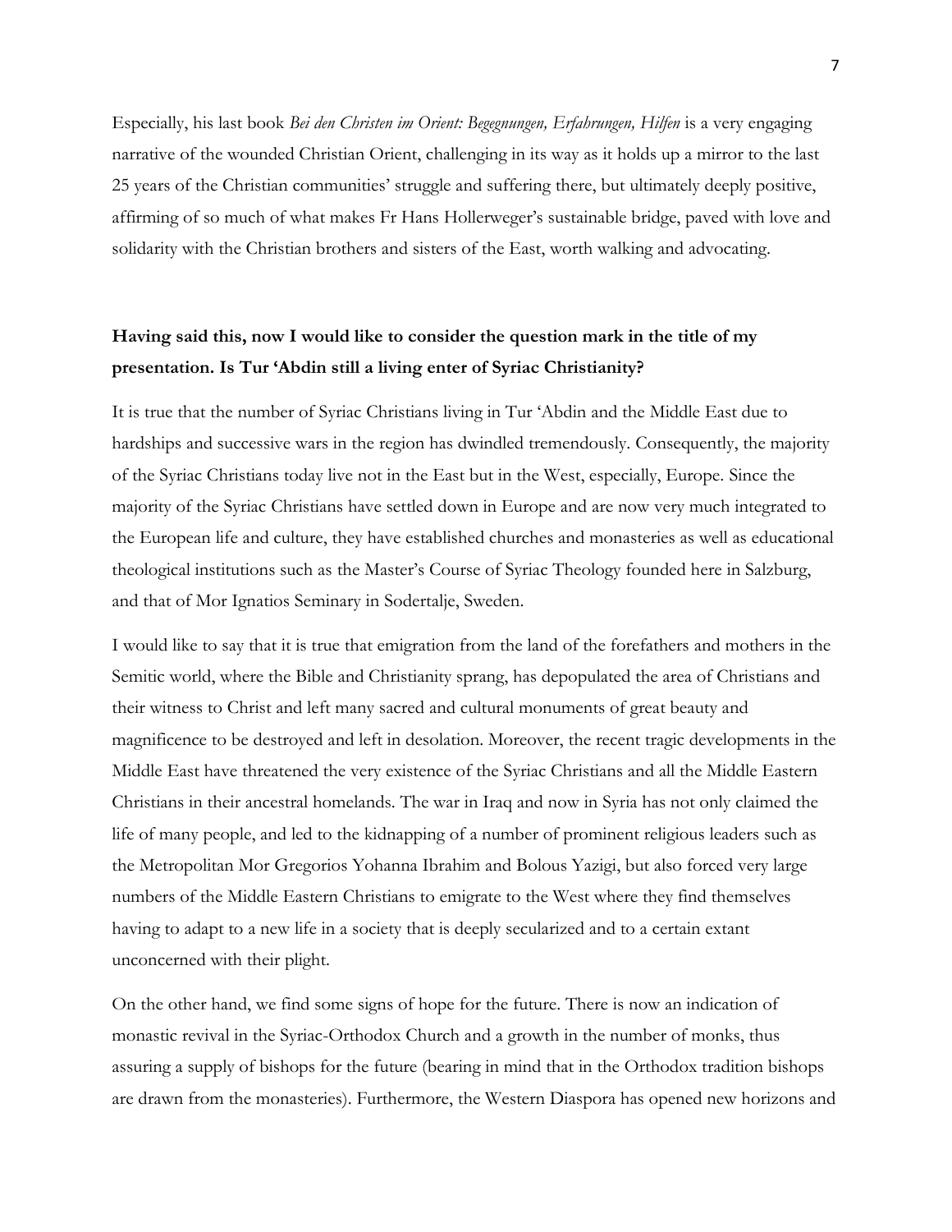Especially, his last book *Bei den Christen im Orient: Begegnungen, Erfahrungen, Hilfen* is a very engaging narrative of the wounded Christian Orient, challenging in its way as it holds up a mirror to the last 25 years of the Christian communities' struggle and suffering there, but ultimately deeply positive, affirming of so much of what makes Fr Hans Hollerweger's sustainable bridge, paved with love and solidarity with the Christian brothers and sisters of the East, worth walking and advocating.

**Having said this, now I would like to consider the question mark in the title of my presentation. Is Tur 'Abdin still a living enter of Syriac Christianity?**

It is true that the number of Syriac Christians living in Tur 'Abdin and the Middle East due to hardships and successive wars in the region has dwindled tremendously. Consequently, the majority of the Syriac Christians today live not in the East but in the West, especially, Europe. Since the majority of the Syriac Christians have settled down in Europe and are now very much integrated to the European life and culture, they have established churches and monasteries as well as educational theological institutions such as the Master's Course of Syriac Theology founded here in Salzburg, and that of Mor Ignatios Seminary in Sodertalje, Sweden.

I would like to say that it is true that emigration from the land of the forefathers and mothers in the Semitic world, where the Bible and Christianity sprang, has depopulated the area of Christians and their witness to Christ and left many sacred and cultural monuments of great beauty and magnificence to be destroyed and left in desolation. Moreover, the recent tragic developments in the Middle East have threatened the very existence of the Syriac Christians and all the Middle Eastern Christians in their ancestral homelands. The war in Iraq and now in Syria has not only claimed the life of many people, and led to the kidnapping of a number of prominent religious leaders such as the Metropolitan Mor Gregorios Yohanna Ibrahim and Bolous Yazigi, but also forced very large numbers of the Middle Eastern Christians to emigrate to the West where they find themselves having to adapt to a new life in a society that is deeply secularized and to a certain extant unconcerned with their plight.

On the other hand, we find some signs of hope for the future. There is now an indication of monastic revival in the Syriac-Orthodox Church and a growth in the number of monks, thus assuring a supply of bishops for the future (bearing in mind that in the Orthodox tradition bishops are drawn from the monasteries). Furthermore, the Western Diaspora has opened new horizons and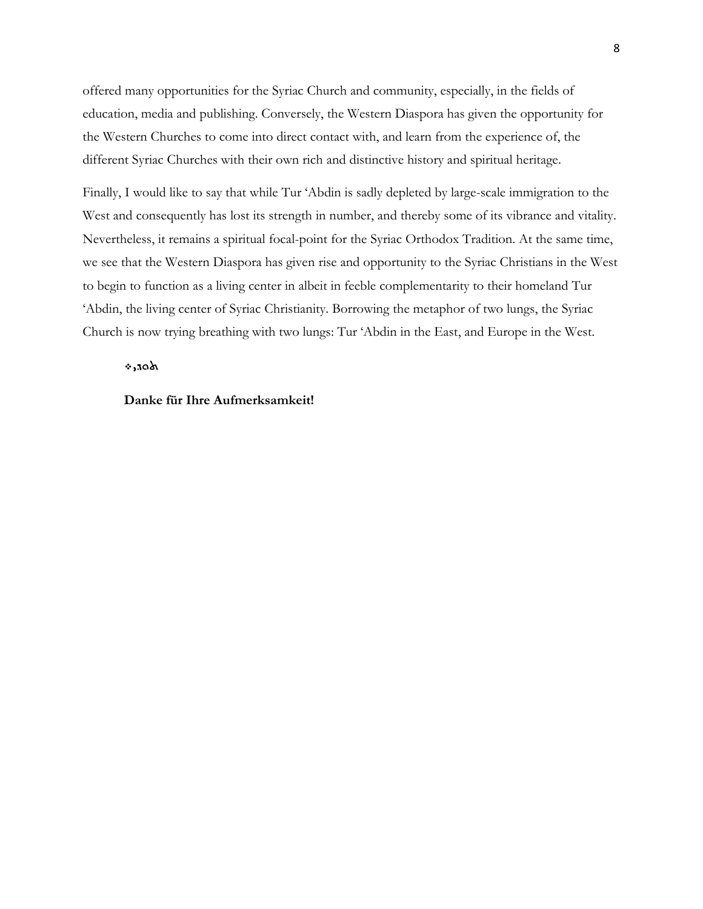offered many opportunities for the Syriac Church and community, especially, in the fields of education, media and publishing. Conversely, the Western Diaspora has given the opportunity for the Western Churches to come into direct contact with, and learn from the experience of, the different Syriac Churches with their own rich and distinctive history and spiritual heritage.

Finally, I would like to say that while Tur 'Abdin is sadly depleted by large-scale immigration to the West and consequently has lost its strength in number, and thereby some of its vibrance and vitality. Nevertheless, it remains a spiritual focal-point for the Syriac Orthodox Tradition. At the same time, we see that the Western Diaspora has given rise and opportunity to the Syriac Christians in the West to begin to function as a living center in albeit in feeble complementarity to their homeland Tur 'Abdin, the living center of Syriac Christianity. Borrowing the metaphor of two lungs, the Syriac Church is now trying breathing with two lungs: Tur 'Abdin in the East, and Europe in the West.

**ܬܘܕܝ܀**

**Danke für Ihre Aufmerksamkeit!**